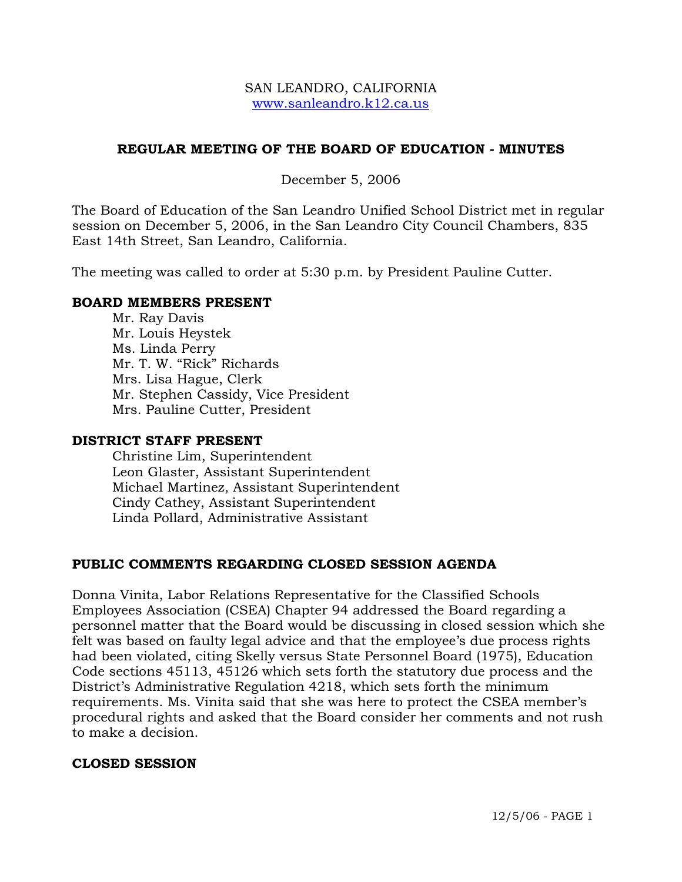SAN LEANDRO, CALIFORNIA
www.sanleandro.k12.ca.us

## REGULAR MEETING OF THE BOARD OF EDUCATION - MINUTES

December 5, 2006

The Board of Education of the San Leandro Unified School District met in regular session on December 5, 2006, in the San Leandro City Council Chambers, 835 East 14th Street, San Leandro, California.

The meeting was called to order at 5:30 p.m. by President Pauline Cutter.

### BOARD MEMBERS PRESENT

Mr. Ray Davis
Mr. Louis Heystek
Ms. Linda Perry
Mr. T. W. "Rick" Richards
Mrs. Lisa Hague, Clerk
Mr. Stephen Cassidy, Vice President
Mrs. Pauline Cutter, President

### DISTRICT STAFF PRESENT

Christine Lim, Superintendent
Leon Glaster, Assistant Superintendent
Michael Martinez, Assistant Superintendent
Cindy Cathey, Assistant Superintendent
Linda Pollard, Administrative Assistant

### PUBLIC COMMENTS REGARDING CLOSED SESSION AGENDA

Donna Vinita, Labor Relations Representative for the Classified Schools Employees Association (CSEA) Chapter 94 addressed the Board regarding a personnel matter that the Board would be discussing in closed session which she felt was based on faulty legal advice and that the employee's due process rights had been violated, citing Skelly versus State Personnel Board (1975), Education Code sections 45113, 45126 which sets forth the statutory due process and the District's Administrative Regulation 4218, which sets forth the minimum requirements. Ms. Vinita said that she was here to protect the CSEA member's procedural rights and asked that the Board consider her comments and not rush to make a decision.

### CLOSED SESSION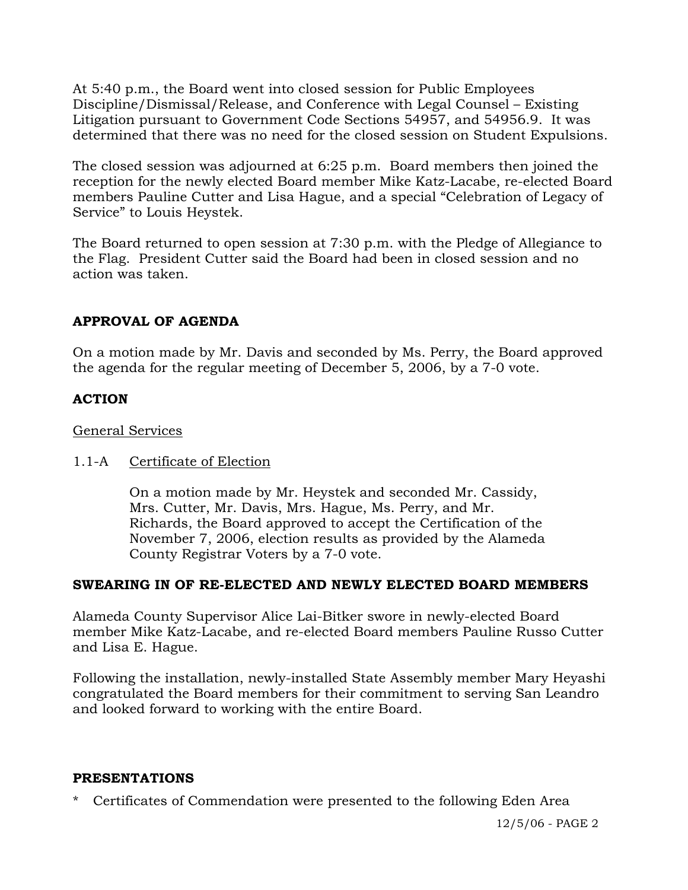At 5:40 p.m., the Board went into closed session for Public Employees Discipline/Dismissal/Release, and Conference with Legal Counsel – Existing Litigation pursuant to Government Code Sections 54957, and 54956.9. It was determined that there was no need for the closed session on Student Expulsions.

The closed session was adjourned at 6:25 p.m. Board members then joined the reception for the newly elected Board member Mike Katz-Lacabe, re-elected Board members Pauline Cutter and Lisa Hague, and a special "Celebration of Legacy of Service" to Louis Heystek.

The Board returned to open session at 7:30 p.m. with the Pledge of Allegiance to the Flag. President Cutter said the Board had been in closed session and no action was taken.

## APPROVAL OF AGENDA

On a motion made by Mr. Davis and seconded by Ms. Perry, the Board approved the agenda for the regular meeting of December 5, 2006, by a 7-0 vote.

## ACTION

General Services

1.1-A Certificate of Election

On a motion made by Mr. Heystek and seconded Mr. Cassidy, Mrs. Cutter, Mr. Davis, Mrs. Hague, Ms. Perry, and Mr. Richards, the Board approved to accept the Certification of the November 7, 2006, election results as provided by the Alameda County Registrar Voters by a 7-0 vote.

## SWEARING IN OF RE-ELECTED AND NEWLY ELECTED BOARD MEMBERS

Alameda County Supervisor Alice Lai-Bitker swore in newly-elected Board member Mike Katz-Lacabe, and re-elected Board members Pauline Russo Cutter and Lisa E. Hague.

Following the installation, newly-installed State Assembly member Mary Heyashi congratulated the Board members for their commitment to serving San Leandro and looked forward to working with the entire Board.

## PRESENTATIONS

* Certificates of Commendation were presented to the following Eden Area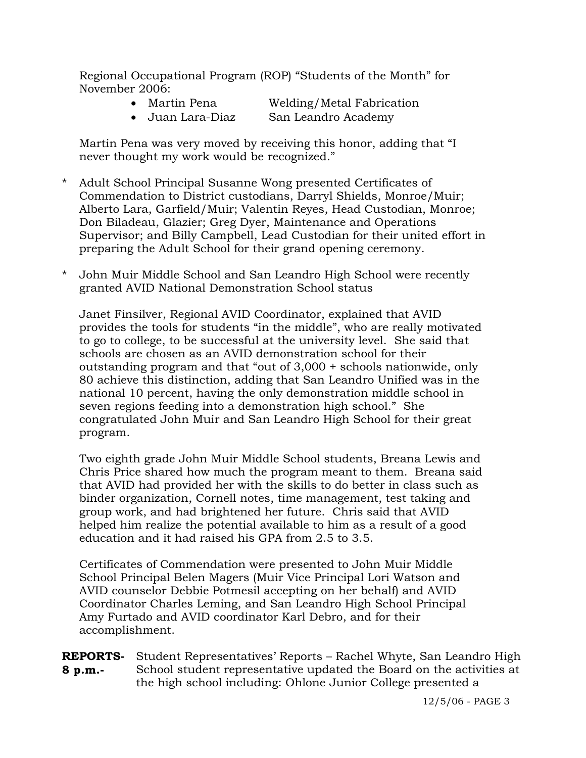Regional Occupational Program (ROP) "Students of the Month" for November 2006:

- Martin Pena Welding/Metal Fabrication
- Juan Lara-Diaz San Leandro Academy

Martin Pena was very moved by receiving this honor, adding that "I never thought my work would be recognized."

\* Adult School Principal Susanne Wong presented Certificates of Commendation to District custodians, Darryl Shields, Monroe/Muir; Alberto Lara, Garfield/Muir; Valentin Reyes, Head Custodian, Monroe; Don Biladeau, Glazier; Greg Dyer, Maintenance and Operations Supervisor; and Billy Campbell, Lead Custodian for their united effort in preparing the Adult School for their grand opening ceremony.

\* John Muir Middle School and San Leandro High School were recently granted AVID National Demonstration School status

Janet Finsilver, Regional AVID Coordinator, explained that AVID provides the tools for students "in the middle", who are really motivated to go to college, to be successful at the university level. She said that schools are chosen as an AVID demonstration school for their outstanding program and that "out of 3,000 + schools nationwide, only 80 achieve this distinction, adding that San Leandro Unified was in the national 10 percent, having the only demonstration middle school in seven regions feeding into a demonstration high school." She congratulated John Muir and San Leandro High School for their great program.

Two eighth grade John Muir Middle School students, Breana Lewis and Chris Price shared how much the program meant to them. Breana said that AVID had provided her with the skills to do better in class such as binder organization, Cornell notes, time management, test taking and group work, and had brightened her future. Chris said that AVID helped him realize the potential available to him as a result of a good education and it had raised his GPA from 2.5 to 3.5.

Certificates of Commendation were presented to John Muir Middle School Principal Belen Magers (Muir Vice Principal Lori Watson and AVID counselor Debbie Potmesil accepting on her behalf) and AVID Coordinator Charles Leming, and San Leandro High School Principal Amy Furtado and AVID coordinator Karl Debro, and for their accomplishment.

**REPORTS- 8 p.m.-** Student Representatives' Reports – Rachel Whyte, San Leandro High School student representative updated the Board on the activities at the high school including: Ohlone Junior College presented a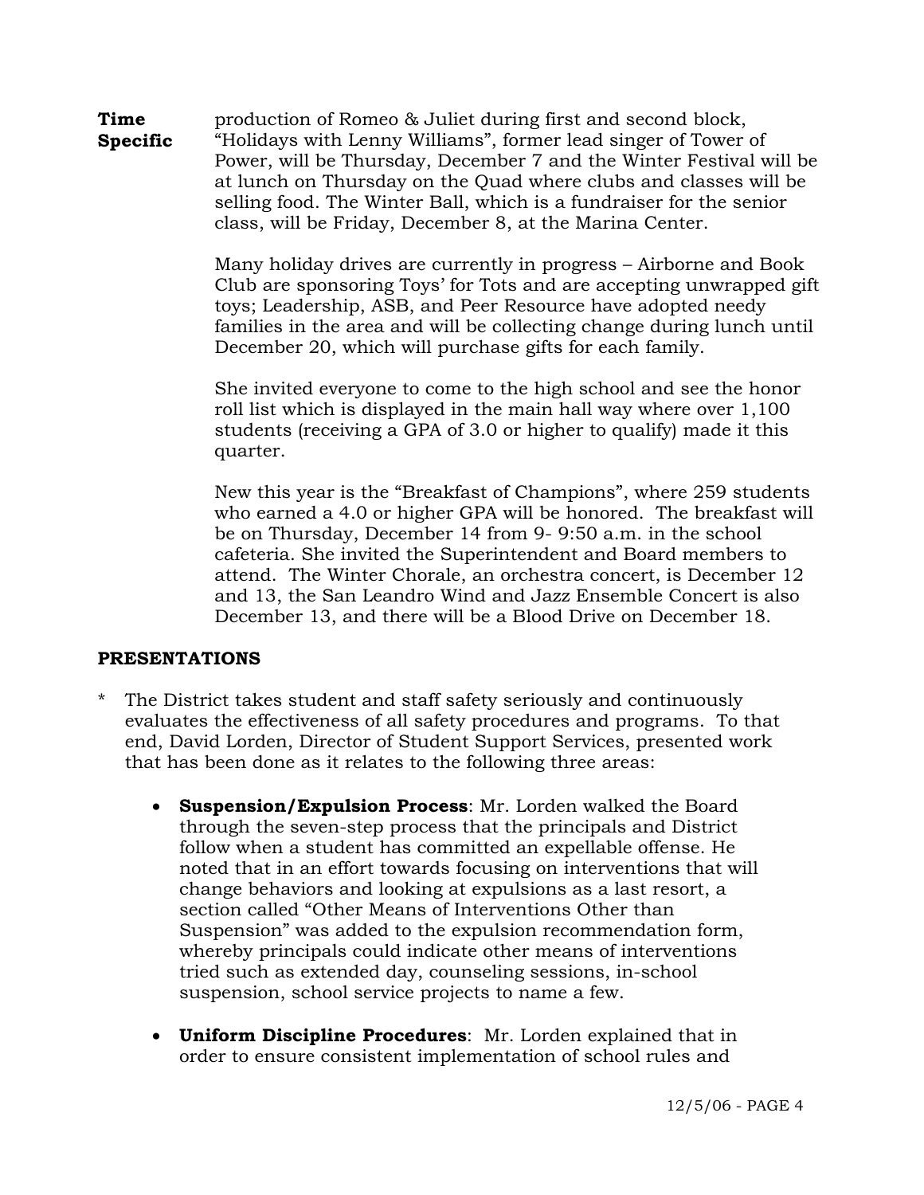**Time Specific**

production of Romeo & Juliet during first and second block, "Holidays with Lenny Williams", former lead singer of Tower of Power, will be Thursday, December 7 and the Winter Festival will be at lunch on Thursday on the Quad where clubs and classes will be selling food. The Winter Ball, which is a fundraiser for the senior class, will be Friday, December 8, at the Marina Center.

Many holiday drives are currently in progress – Airborne and Book Club are sponsoring Toys' for Tots and are accepting unwrapped gift toys; Leadership, ASB, and Peer Resource have adopted needy families in the area and will be collecting change during lunch until December 20, which will purchase gifts for each family.

She invited everyone to come to the high school and see the honor roll list which is displayed in the main hall way where over 1,100 students (receiving a GPA of 3.0 or higher to qualify) made it this quarter.

New this year is the "Breakfast of Champions", where 259 students who earned a 4.0 or higher GPA will be honored. The breakfast will be on Thursday, December 14 from 9- 9:50 a.m. in the school cafeteria. She invited the Superintendent and Board members to attend. The Winter Chorale, an orchestra concert, is December 12 and 13, the San Leandro Wind and Jazz Ensemble Concert is also December 13, and there will be a Blood Drive on December 18.

## PRESENTATIONS

* The District takes student and staff safety seriously and continuously evaluates the effectiveness of all safety procedures and programs. To that end, David Lorden, Director of Student Support Services, presented work that has been done as it relates to the following three areas:

  - **Suspension/Expulsion Process**: Mr. Lorden walked the Board through the seven-step process that the principals and District follow when a student has committed an expellable offense. He noted that in an effort towards focusing on interventions that will change behaviors and looking at expulsions as a last resort, a section called "Other Means of Interventions Other than Suspension" was added to the expulsion recommendation form, whereby principals could indicate other means of interventions tried such as extended day, counseling sessions, in-school suspension, school service projects to name a few.

  - **Uniform Discipline Procedures**: Mr. Lorden explained that in order to ensure consistent implementation of school rules and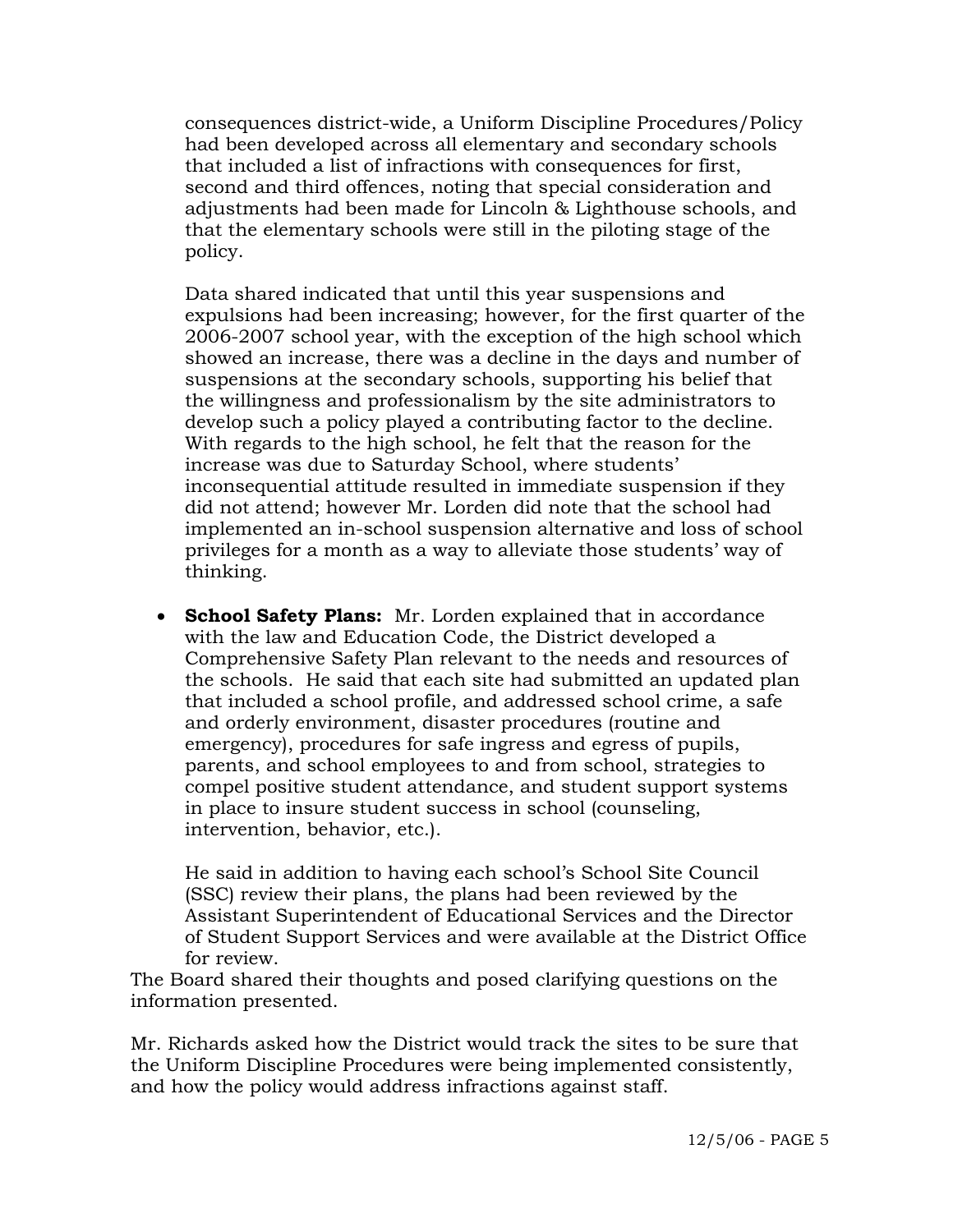consequences district-wide, a Uniform Discipline Procedures/Policy had been developed across all elementary and secondary schools that included a list of infractions with consequences for first, second and third offences, noting that special consideration and adjustments had been made for Lincoln & Lighthouse schools, and that the elementary schools were still in the piloting stage of the policy.

Data shared indicated that until this year suspensions and expulsions had been increasing; however, for the first quarter of the 2006-2007 school year, with the exception of the high school which showed an increase, there was a decline in the days and number of suspensions at the secondary schools, supporting his belief that the willingness and professionalism by the site administrators to develop such a policy played a contributing factor to the decline. With regards to the high school, he felt that the reason for the increase was due to Saturday School, where students' inconsequential attitude resulted in immediate suspension if they did not attend; however Mr. Lorden did note that the school had implemented an in-school suspension alternative and loss of school privileges for a month as a way to alleviate those students' way of thinking.

- **School Safety Plans:** Mr. Lorden explained that in accordance with the law and Education Code, the District developed a Comprehensive Safety Plan relevant to the needs and resources of the schools. He said that each site had submitted an updated plan that included a school profile, and addressed school crime, a safe and orderly environment, disaster procedures (routine and emergency), procedures for safe ingress and egress of pupils, parents, and school employees to and from school, strategies to compel positive student attendance, and student support systems in place to insure student success in school (counseling, intervention, behavior, etc.).

  He said in addition to having each school's School Site Council (SSC) review their plans, the plans had been reviewed by the Assistant Superintendent of Educational Services and the Director of Student Support Services and were available at the District Office for review.

The Board shared their thoughts and posed clarifying questions on the information presented.

Mr. Richards asked how the District would track the sites to be sure that the Uniform Discipline Procedures were being implemented consistently, and how the policy would address infractions against staff.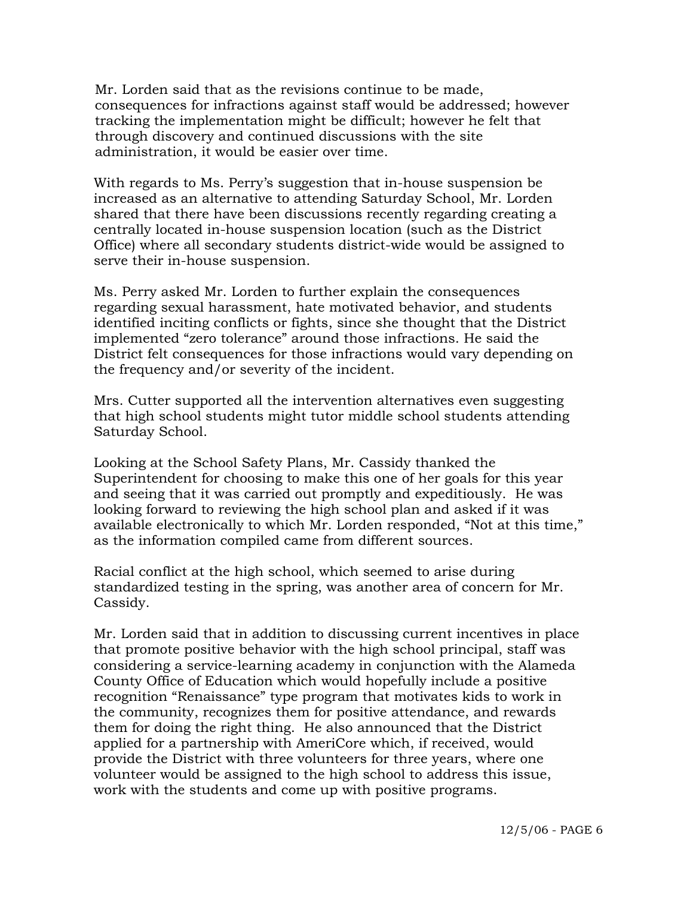Mr. Lorden said that as the revisions continue to be made, consequences for infractions against staff would be addressed; however tracking the implementation might be difficult; however he felt that through discovery and continued discussions with the site administration, it would be easier over time.

With regards to Ms. Perry's suggestion that in-house suspension be increased as an alternative to attending Saturday School, Mr. Lorden shared that there have been discussions recently regarding creating a centrally located in-house suspension location (such as the District Office) where all secondary students district-wide would be assigned to serve their in-house suspension.

Ms. Perry asked Mr. Lorden to further explain the consequences regarding sexual harassment, hate motivated behavior, and students identified inciting conflicts or fights, since she thought that the District implemented "zero tolerance" around those infractions. He said the District felt consequences for those infractions would vary depending on the frequency and/or severity of the incident.

Mrs. Cutter supported all the intervention alternatives even suggesting that high school students might tutor middle school students attending Saturday School.

Looking at the School Safety Plans, Mr. Cassidy thanked the Superintendent for choosing to make this one of her goals for this year and seeing that it was carried out promptly and expeditiously. He was looking forward to reviewing the high school plan and asked if it was available electronically to which Mr. Lorden responded, "Not at this time," as the information compiled came from different sources.

Racial conflict at the high school, which seemed to arise during standardized testing in the spring, was another area of concern for Mr. Cassidy.

Mr. Lorden said that in addition to discussing current incentives in place that promote positive behavior with the high school principal, staff was considering a service-learning academy in conjunction with the Alameda County Office of Education which would hopefully include a positive recognition "Renaissance" type program that motivates kids to work in the community, recognizes them for positive attendance, and rewards them for doing the right thing. He also announced that the District applied for a partnership with AmeriCore which, if received, would provide the District with three volunteers for three years, where one volunteer would be assigned to the high school to address this issue, work with the students and come up with positive programs.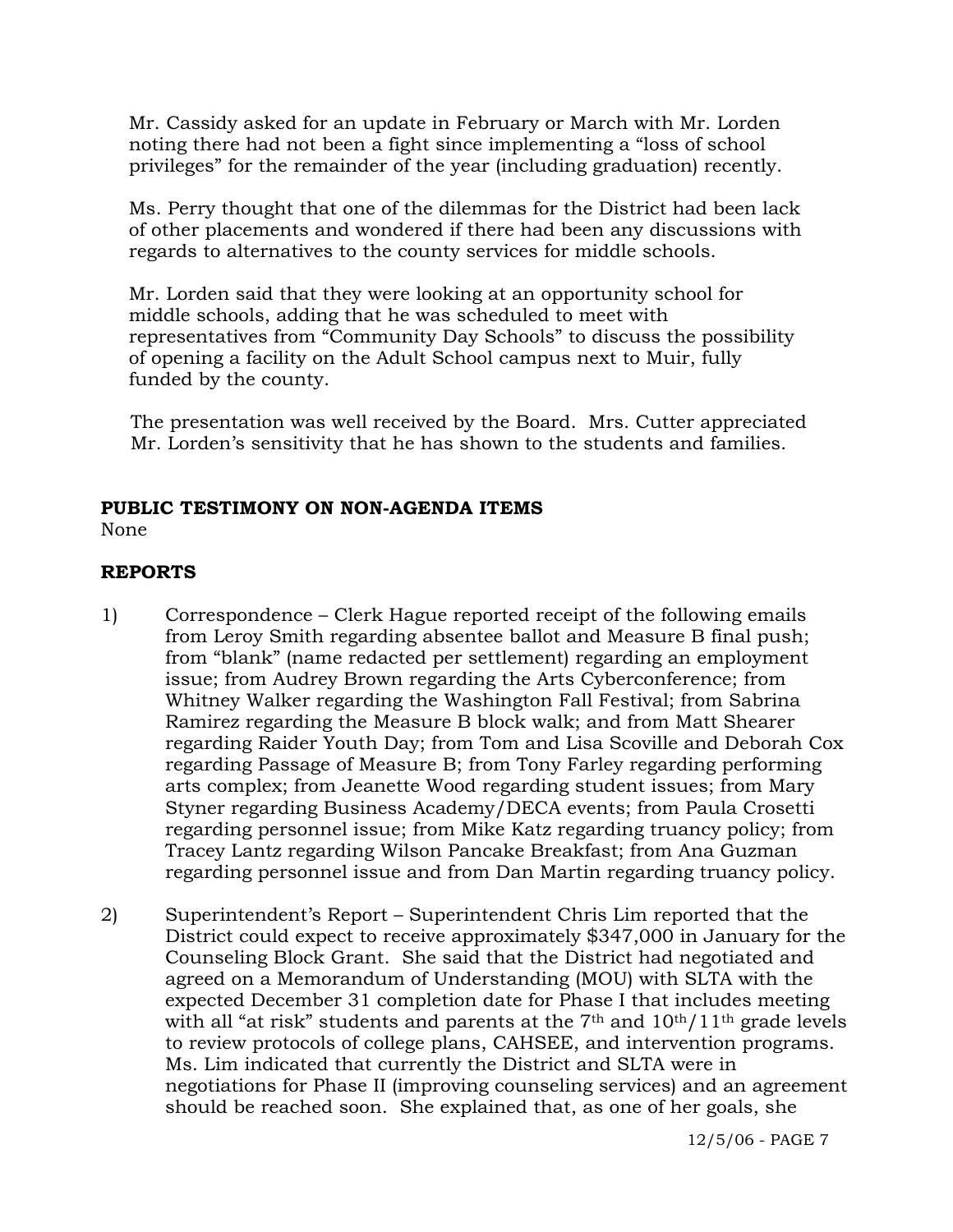Mr. Cassidy asked for an update in February or March with Mr. Lorden noting there had not been a fight since implementing a "loss of school privileges" for the remainder of the year (including graduation) recently.

Ms. Perry thought that one of the dilemmas for the District had been lack of other placements and wondered if there had been any discussions with regards to alternatives to the county services for middle schools.

Mr. Lorden said that they were looking at an opportunity school for middle schools, adding that he was scheduled to meet with representatives from "Community Day Schools" to discuss the possibility of opening a facility on the Adult School campus next to Muir, fully funded by the county.

The presentation was well received by the Board. Mrs. Cutter appreciated Mr. Lorden's sensitivity that he has shown to the students and families.

**PUBLIC TESTIMONY ON NON-AGENDA ITEMS**

None

**REPORTS**

1) Correspondence – Clerk Hague reported receipt of the following emails from Leroy Smith regarding absentee ballot and Measure B final push; from "blank" (name redacted per settlement) regarding an employment issue; from Audrey Brown regarding the Arts Cyberconference; from Whitney Walker regarding the Washington Fall Festival; from Sabrina Ramirez regarding the Measure B block walk; and from Matt Shearer regarding Raider Youth Day; from Tom and Lisa Scoville and Deborah Cox regarding Passage of Measure B; from Tony Farley regarding performing arts complex; from Jeanette Wood regarding student issues; from Mary Styner regarding Business Academy/DECA events; from Paula Crosetti regarding personnel issue; from Mike Katz regarding truancy policy; from Tracey Lantz regarding Wilson Pancake Breakfast; from Ana Guzman regarding personnel issue and from Dan Martin regarding truancy policy.

2) Superintendent's Report – Superintendent Chris Lim reported that the District could expect to receive approximately $347,000 in January for the Counseling Block Grant. She said that the District had negotiated and agreed on a Memorandum of Understanding (MOU) with SLTA with the expected December 31 completion date for Phase I that includes meeting with all "at risk" students and parents at the 7th and 10th/11th grade levels to review protocols of college plans, CAHSEE, and intervention programs. Ms. Lim indicated that currently the District and SLTA were in negotiations for Phase II (improving counseling services) and an agreement should be reached soon. She explained that, as one of her goals, she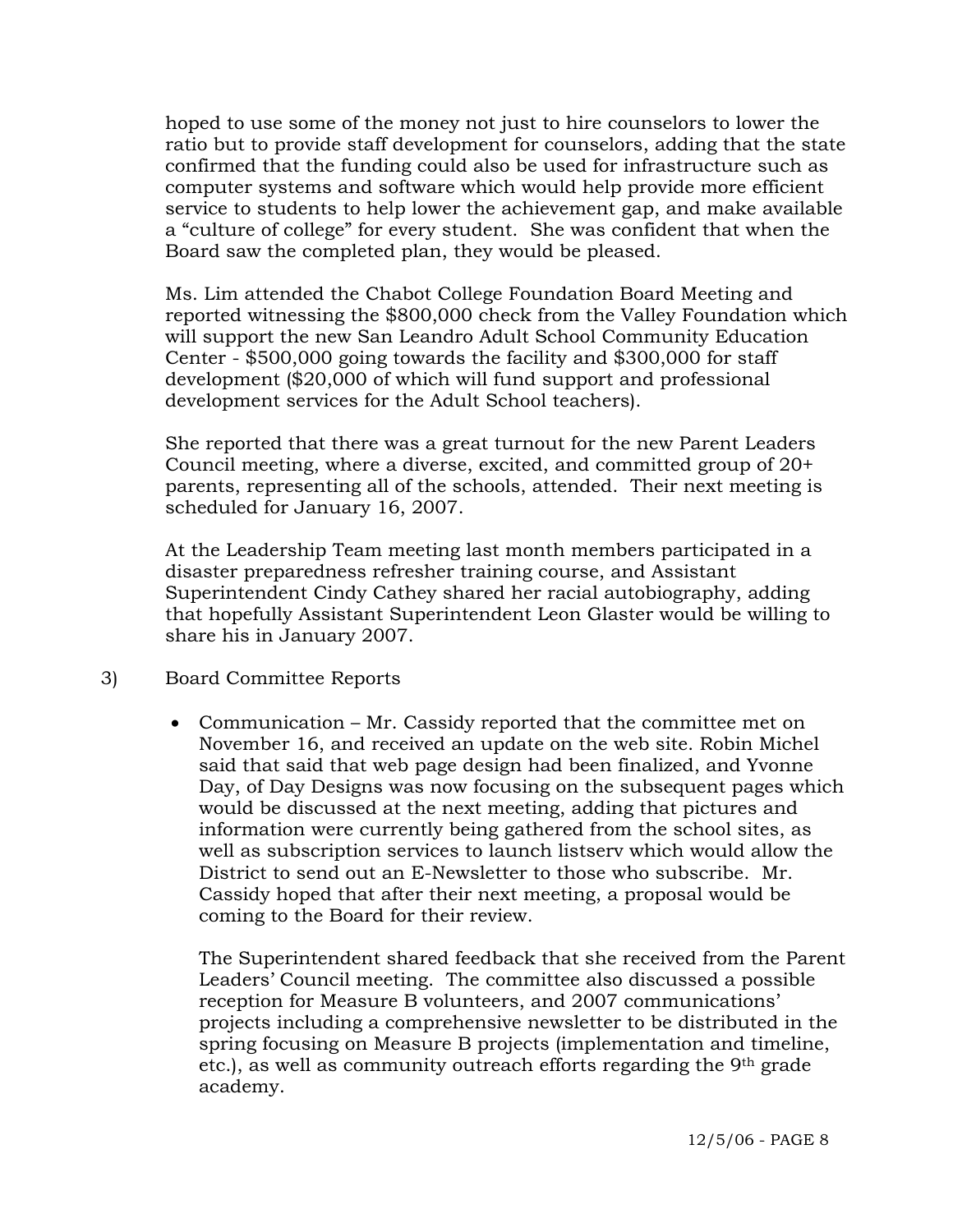hoped to use some of the money not just to hire counselors to lower the ratio but to provide staff development for counselors, adding that the state confirmed that the funding could also be used for infrastructure such as computer systems and software which would help provide more efficient service to students to help lower the achievement gap, and make available a "culture of college" for every student. She was confident that when the Board saw the completed plan, they would be pleased.

Ms. Lim attended the Chabot College Foundation Board Meeting and reported witnessing the $800,000 check from the Valley Foundation which will support the new San Leandro Adult School Community Education Center - $500,000 going towards the facility and $300,000 for staff development ($20,000 of which will fund support and professional development services for the Adult School teachers).

She reported that there was a great turnout for the new Parent Leaders Council meeting, where a diverse, excited, and committed group of 20+ parents, representing all of the schools, attended. Their next meeting is scheduled for January 16, 2007.

At the Leadership Team meeting last month members participated in a disaster preparedness refresher training course, and Assistant Superintendent Cindy Cathey shared her racial autobiography, adding that hopefully Assistant Superintendent Leon Glaster would be willing to share his in January 2007.

3) Board Committee Reports

- Communication – Mr. Cassidy reported that the committee met on November 16, and received an update on the web site. Robin Michel said that said that web page design had been finalized, and Yvonne Day, of Day Designs was now focusing on the subsequent pages which would be discussed at the next meeting, adding that pictures and information were currently being gathered from the school sites, as well as subscription services to launch listserv which would allow the District to send out an E-Newsletter to those who subscribe. Mr. Cassidy hoped that after their next meeting, a proposal would be coming to the Board for their review.

  The Superintendent shared feedback that she received from the Parent Leaders' Council meeting. The committee also discussed a possible reception for Measure B volunteers, and 2007 communications' projects including a comprehensive newsletter to be distributed in the spring focusing on Measure B projects (implementation and timeline, etc.), as well as community outreach efforts regarding the 9th grade academy.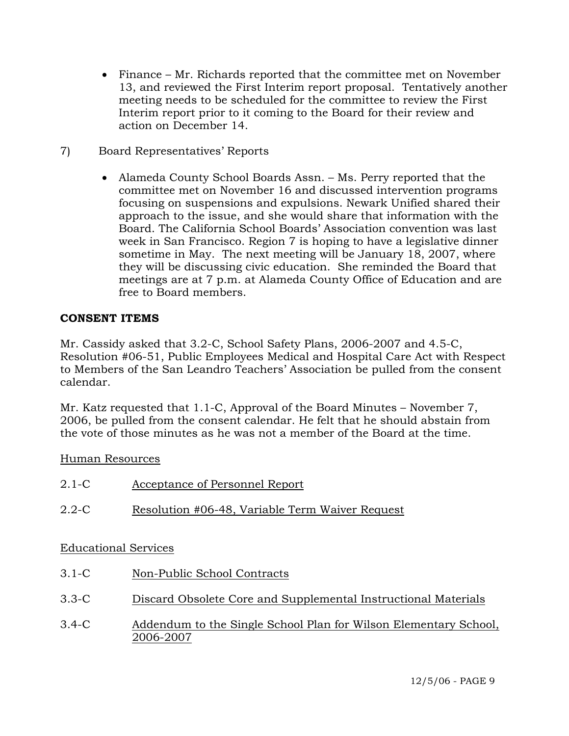- Finance – Mr. Richards reported that the committee met on November 13, and reviewed the First Interim report proposal. Tentatively another meeting needs to be scheduled for the committee to review the First Interim report prior to it coming to the Board for their review and action on December 14.

7) Board Representatives' Reports

- Alameda County School Boards Assn. – Ms. Perry reported that the committee met on November 16 and discussed intervention programs focusing on suspensions and expulsions. Newark Unified shared their approach to the issue, and she would share that information with the Board. The California School Boards' Association convention was last week in San Francisco. Region 7 is hoping to have a legislative dinner sometime in May. The next meeting will be January 18, 2007, where they will be discussing civic education. She reminded the Board that meetings are at 7 p.m. at Alameda County Office of Education and are free to Board members.

**CONSENT ITEMS**

Mr. Cassidy asked that 3.2-C, School Safety Plans, 2006-2007 and 4.5-C, Resolution #06-51, Public Employees Medical and Hospital Care Act with Respect to Members of the San Leandro Teachers' Association be pulled from the consent calendar.

Mr. Katz requested that 1.1-C, Approval of the Board Minutes – November 7, 2006, be pulled from the consent calendar. He felt that he should abstain from the vote of those minutes as he was not a member of the Board at the time.

Human Resources

2.1-C Acceptance of Personnel Report

2.2-C Resolution #06-48, Variable Term Waiver Request

Educational Services

3.1-C Non-Public School Contracts

3.3-C Discard Obsolete Core and Supplemental Instructional Materials

3.4-C Addendum to the Single School Plan for Wilson Elementary School, 2006-2007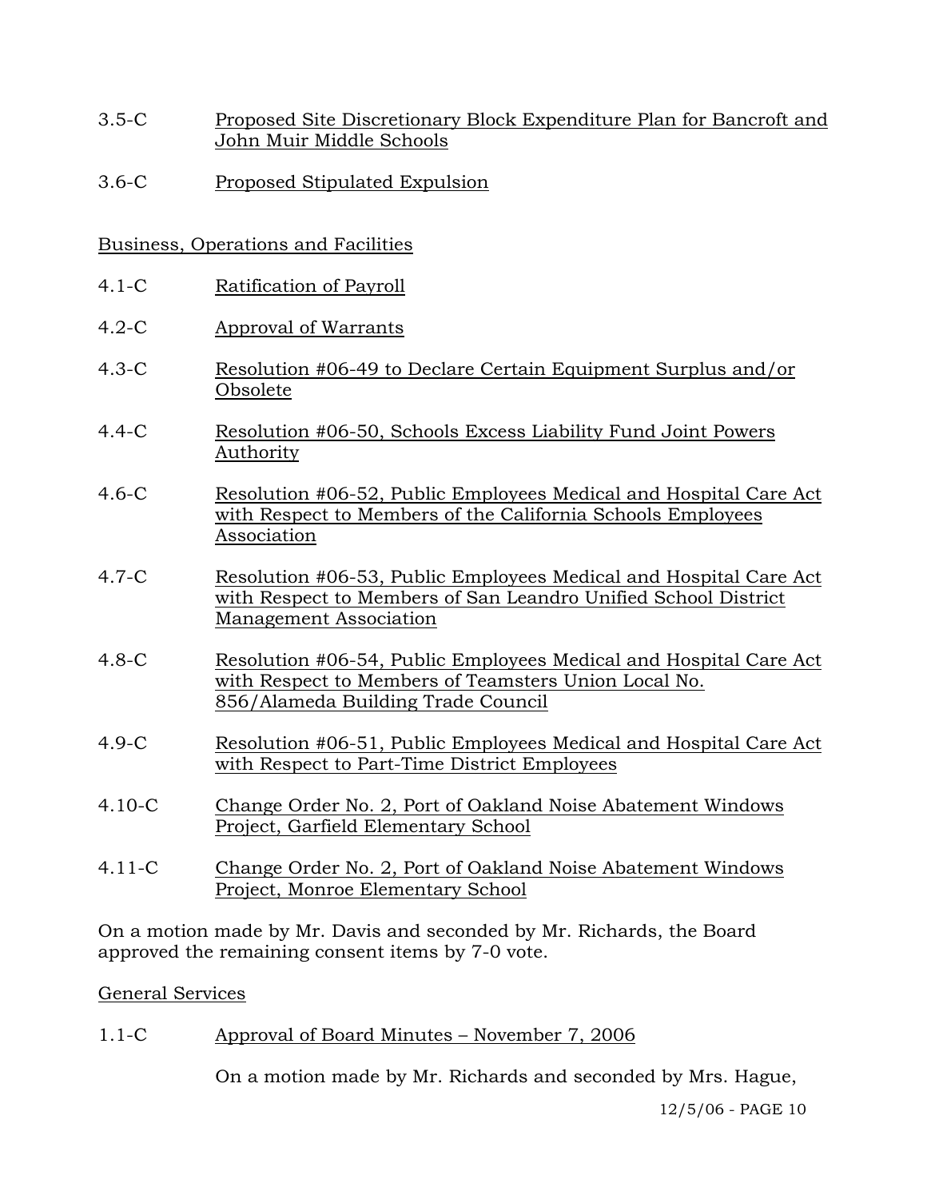3.5-C Proposed Site Discretionary Block Expenditure Plan for Bancroft and John Muir Middle Schools

3.6-C Proposed Stipulated Expulsion

Business, Operations and Facilities

4.1-C Ratification of Payroll

4.2-C Approval of Warrants

4.3-C Resolution #06-49 to Declare Certain Equipment Surplus and/or Obsolete

4.4-C Resolution #06-50, Schools Excess Liability Fund Joint Powers Authority

4.6-C Resolution #06-52, Public Employees Medical and Hospital Care Act with Respect to Members of the California Schools Employees Association

4.7-C Resolution #06-53, Public Employees Medical and Hospital Care Act with Respect to Members of San Leandro Unified School District Management Association

4.8-C Resolution #06-54, Public Employees Medical and Hospital Care Act with Respect to Members of Teamsters Union Local No. 856/Alameda Building Trade Council

4.9-C Resolution #06-51, Public Employees Medical and Hospital Care Act with Respect to Part-Time District Employees

4.10-C Change Order No. 2, Port of Oakland Noise Abatement Windows Project, Garfield Elementary School

4.11-C Change Order No. 2, Port of Oakland Noise Abatement Windows Project, Monroe Elementary School

On a motion made by Mr. Davis and seconded by Mr. Richards, the Board approved the remaining consent items by 7-0 vote.

General Services

1.1-C Approval of Board Minutes – November 7, 2006

On a motion made by Mr. Richards and seconded by Mrs. Hague,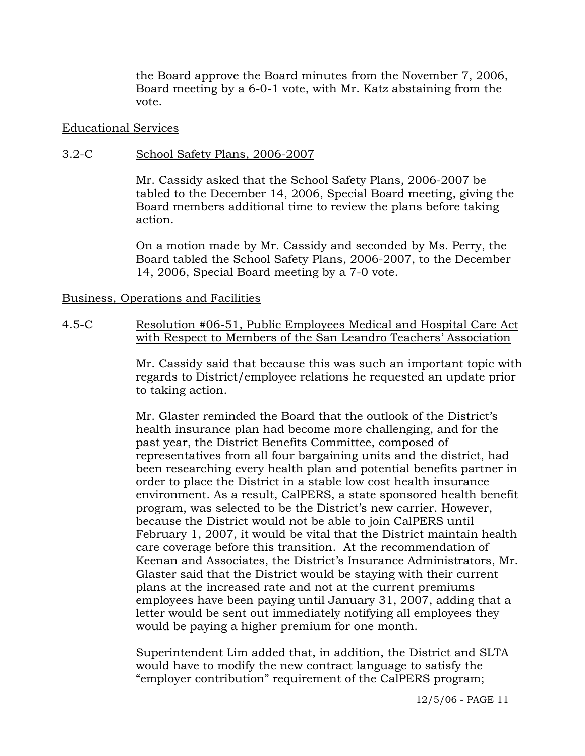the Board approve the Board minutes from the November 7, 2006, Board meeting by a 6-0-1 vote, with Mr. Katz abstaining from the vote.

Educational Services

3.2-C School Safety Plans, 2006-2007

Mr. Cassidy asked that the School Safety Plans, 2006-2007 be tabled to the December 14, 2006, Special Board meeting, giving the Board members additional time to review the plans before taking action.

On a motion made by Mr. Cassidy and seconded by Ms. Perry, the Board tabled the School Safety Plans, 2006-2007, to the December 14, 2006, Special Board meeting by a 7-0 vote.

Business, Operations and Facilities

4.5-C Resolution #06-51, Public Employees Medical and Hospital Care Act with Respect to Members of the San Leandro Teachers' Association

Mr. Cassidy said that because this was such an important topic with regards to District/employee relations he requested an update prior to taking action.

Mr. Glaster reminded the Board that the outlook of the District's health insurance plan had become more challenging, and for the past year, the District Benefits Committee, composed of representatives from all four bargaining units and the district, had been researching every health plan and potential benefits partner in order to place the District in a stable low cost health insurance environment. As a result, CalPERS, a state sponsored health benefit program, was selected to be the District's new carrier. However, because the District would not be able to join CalPERS until February 1, 2007, it would be vital that the District maintain health care coverage before this transition. At the recommendation of Keenan and Associates, the District's Insurance Administrators, Mr. Glaster said that the District would be staying with their current plans at the increased rate and not at the current premiums employees have been paying until January 31, 2007, adding that a letter would be sent out immediately notifying all employees they would be paying a higher premium for one month.

Superintendent Lim added that, in addition, the District and SLTA would have to modify the new contract language to satisfy the "employer contribution" requirement of the CalPERS program;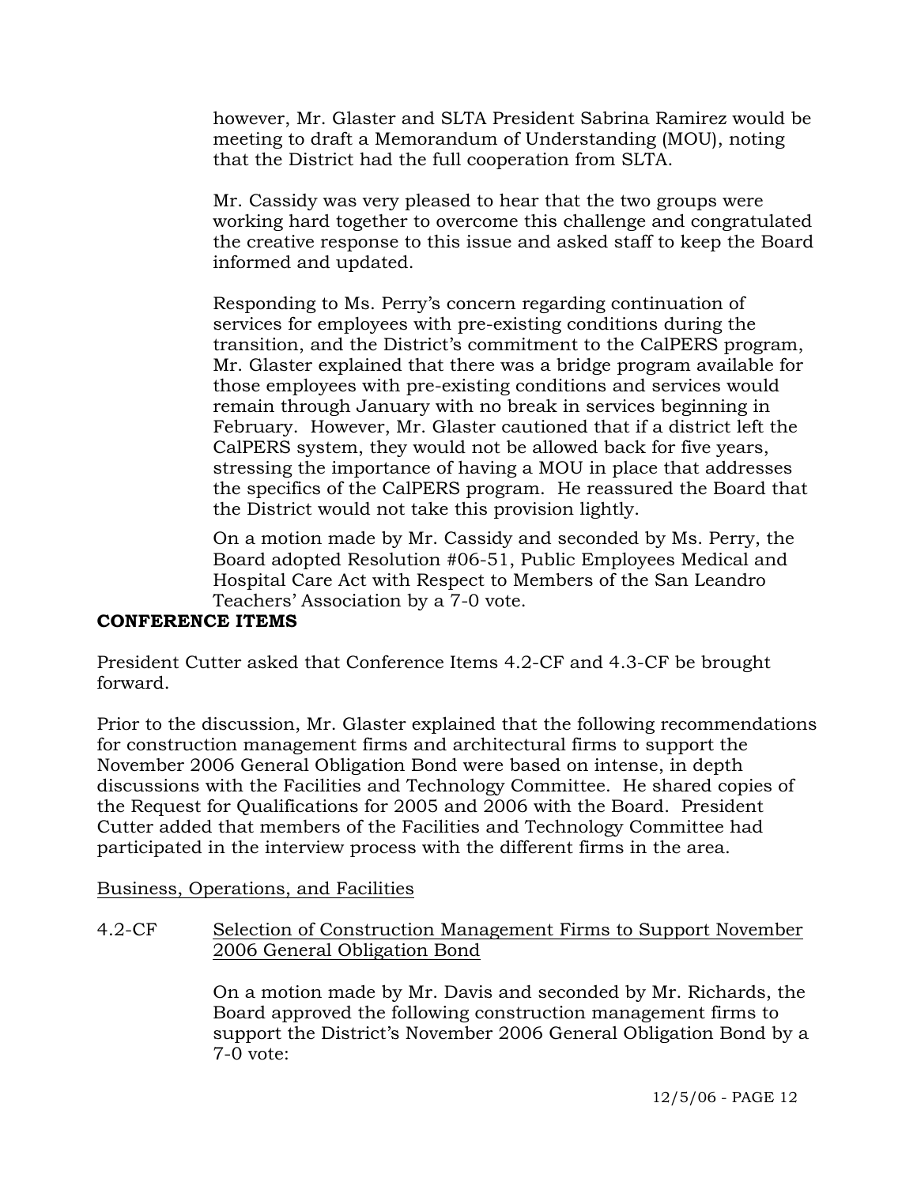however, Mr. Glaster and SLTA President Sabrina Ramirez would be meeting to draft a Memorandum of Understanding (MOU), noting that the District had the full cooperation from SLTA.

Mr. Cassidy was very pleased to hear that the two groups were working hard together to overcome this challenge and congratulated the creative response to this issue and asked staff to keep the Board informed and updated.

Responding to Ms. Perry's concern regarding continuation of services for employees with pre-existing conditions during the transition, and the District's commitment to the CalPERS program, Mr. Glaster explained that there was a bridge program available for those employees with pre-existing conditions and services would remain through January with no break in services beginning in February. However, Mr. Glaster cautioned that if a district left the CalPERS system, they would not be allowed back for five years, stressing the importance of having a MOU in place that addresses the specifics of the CalPERS program. He reassured the Board that the District would not take this provision lightly.

On a motion made by Mr. Cassidy and seconded by Ms. Perry, the Board adopted Resolution #06-51, Public Employees Medical and Hospital Care Act with Respect to Members of the San Leandro Teachers' Association by a 7-0 vote.

**CONFERENCE ITEMS**

President Cutter asked that Conference Items 4.2-CF and 4.3-CF be brought forward.

Prior to the discussion, Mr. Glaster explained that the following recommendations for construction management firms and architectural firms to support the November 2006 General Obligation Bond were based on intense, in depth discussions with the Facilities and Technology Committee. He shared copies of the Request for Qualifications for 2005 and 2006 with the Board. President Cutter added that members of the Facilities and Technology Committee had participated in the interview process with the different firms in the area.

Business, Operations, and Facilities

4.2-CF Selection of Construction Management Firms to Support November 2006 General Obligation Bond

On a motion made by Mr. Davis and seconded by Mr. Richards, the Board approved the following construction management firms to support the District's November 2006 General Obligation Bond by a 7-0 vote: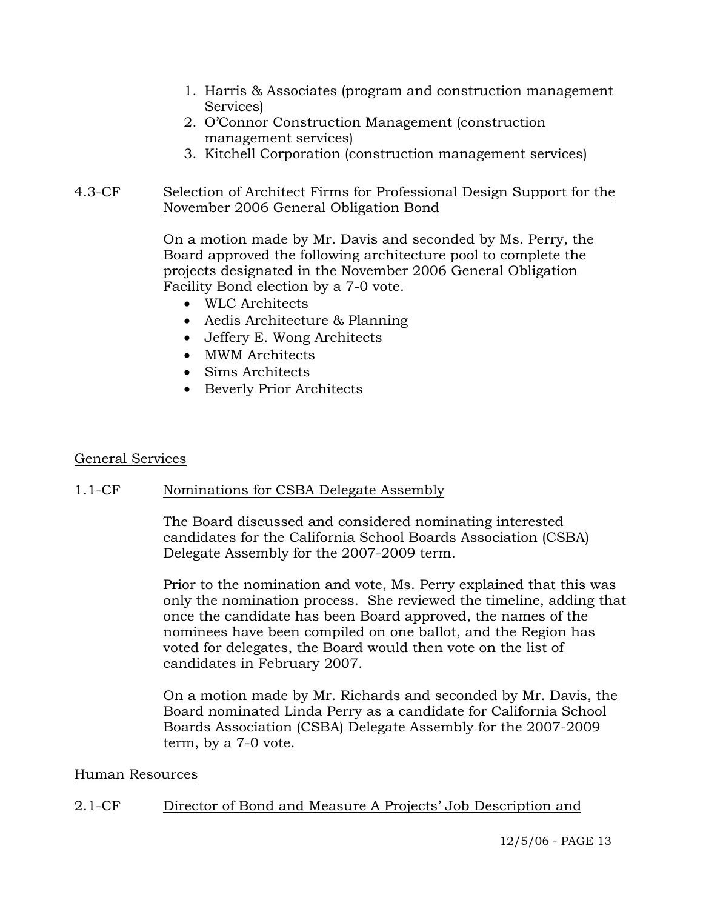1. Harris & Associates (program and construction management Services)
2. O'Connor Construction Management (construction management services)
3. Kitchell Corporation (construction management services)

4.3-CF <u>Selection of Architect Firms for Professional Design Support for the November 2006 General Obligation Bond</u>

On a motion made by Mr. Davis and seconded by Ms. Perry, the Board approved the following architecture pool to complete the projects designated in the November 2006 General Obligation Facility Bond election by a 7-0 vote.

- WLC Architects
- Aedis Architecture & Planning
- Jeffery E. Wong Architects
- MWM Architects
- Sims Architects
- Beverly Prior Architects

<u>General Services</u>

1.1-CF <u>Nominations for CSBA Delegate Assembly</u>

The Board discussed and considered nominating interested candidates for the California School Boards Association (CSBA) Delegate Assembly for the 2007-2009 term.

Prior to the nomination and vote, Ms. Perry explained that this was only the nomination process. She reviewed the timeline, adding that once the candidate has been Board approved, the names of the nominees have been compiled on one ballot, and the Region has voted for delegates, the Board would then vote on the list of candidates in February 2007.

On a motion made by Mr. Richards and seconded by Mr. Davis, the Board nominated Linda Perry as a candidate for California School Boards Association (CSBA) Delegate Assembly for the 2007-2009 term, by a 7-0 vote.

<u>Human Resources</u>

2.1-CF <u>Director of Bond and Measure A Projects' Job Description and</u>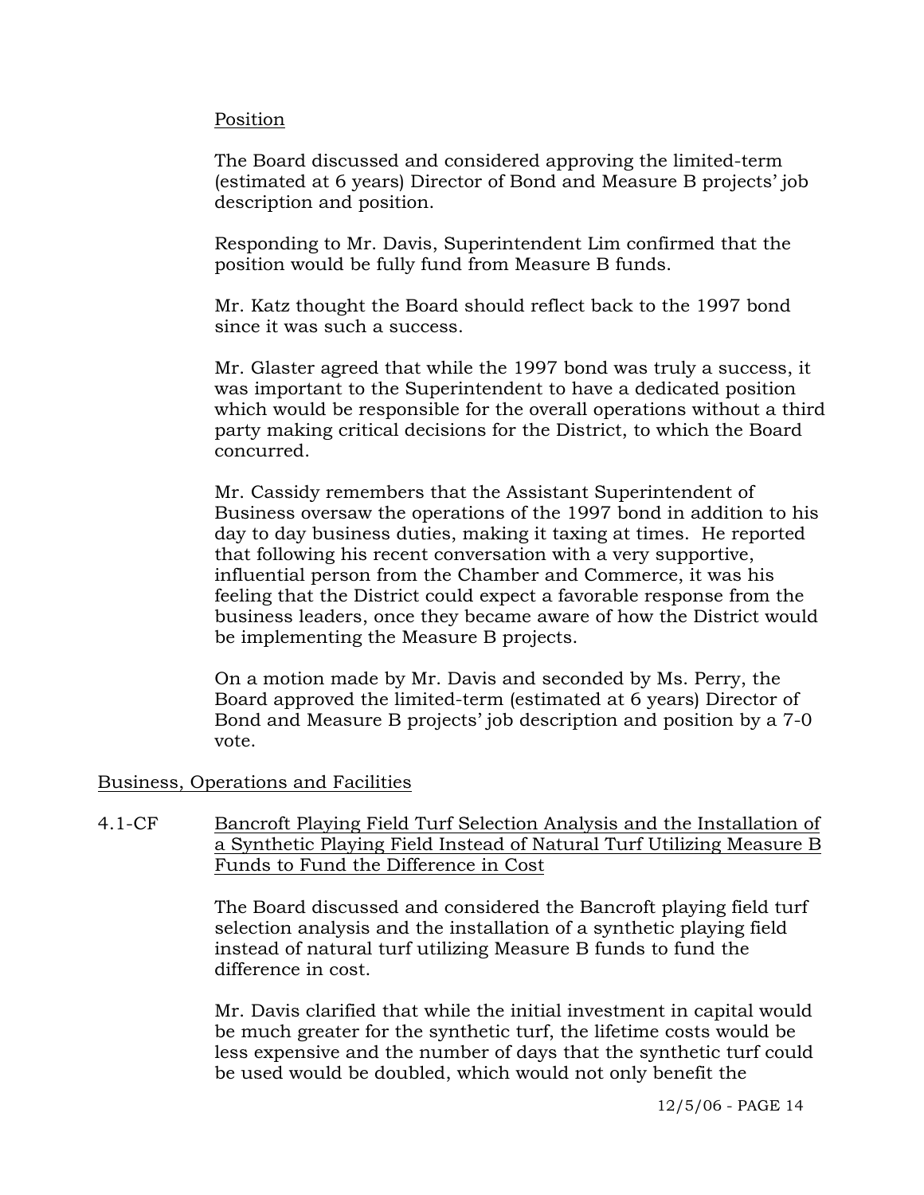Position

The Board discussed and considered approving the limited-term (estimated at 6 years) Director of Bond and Measure B projects' job description and position.

Responding to Mr. Davis, Superintendent Lim confirmed that the position would be fully fund from Measure B funds.

Mr. Katz thought the Board should reflect back to the 1997 bond since it was such a success.

Mr. Glaster agreed that while the 1997 bond was truly a success, it was important to the Superintendent to have a dedicated position which would be responsible for the overall operations without a third party making critical decisions for the District, to which the Board concurred.

Mr. Cassidy remembers that the Assistant Superintendent of Business oversaw the operations of the 1997 bond in addition to his day to day business duties, making it taxing at times. He reported that following his recent conversation with a very supportive, influential person from the Chamber and Commerce, it was his feeling that the District could expect a favorable response from the business leaders, once they became aware of how the District would be implementing the Measure B projects.

On a motion made by Mr. Davis and seconded by Ms. Perry, the Board approved the limited-term (estimated at 6 years) Director of Bond and Measure B projects' job description and position by a 7-0 vote.

Business, Operations and Facilities

4.1-CF Bancroft Playing Field Turf Selection Analysis and the Installation of a Synthetic Playing Field Instead of Natural Turf Utilizing Measure B Funds to Fund the Difference in Cost

The Board discussed and considered the Bancroft playing field turf selection analysis and the installation of a synthetic playing field instead of natural turf utilizing Measure B funds to fund the difference in cost.

Mr. Davis clarified that while the initial investment in capital would be much greater for the synthetic turf, the lifetime costs would be less expensive and the number of days that the synthetic turf could be used would be doubled, which would not only benefit the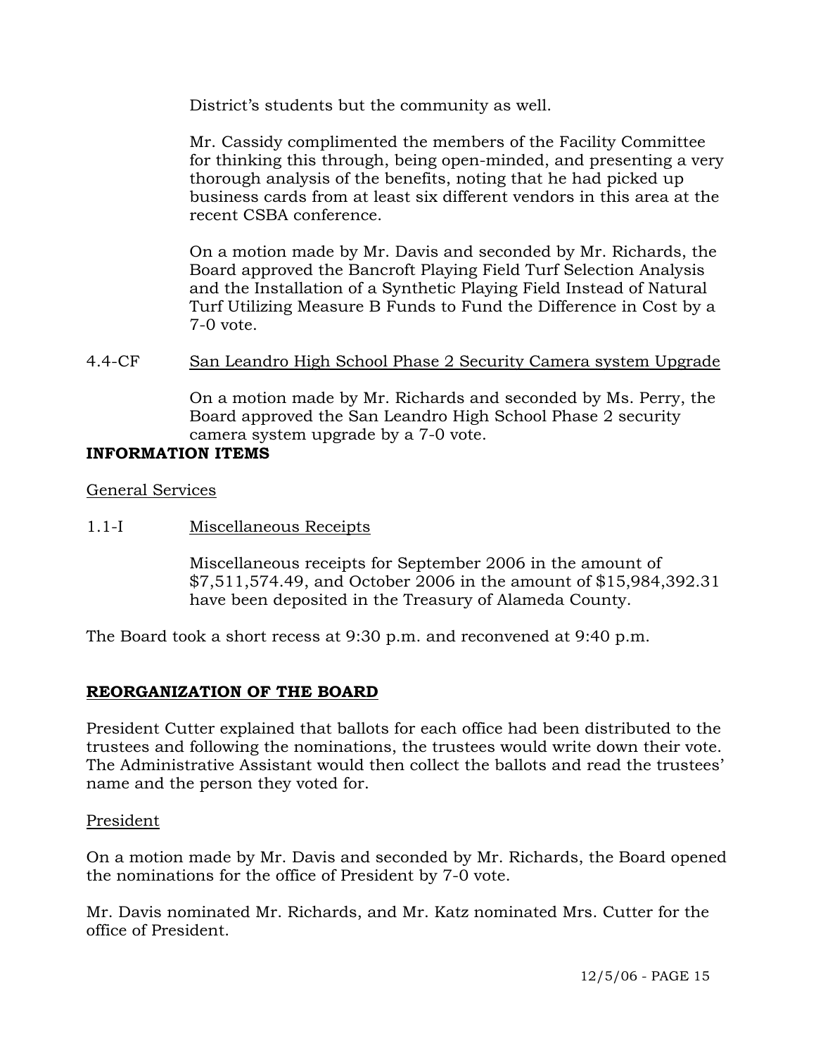District's students but the community as well.

Mr. Cassidy complimented the members of the Facility Committee for thinking this through, being open-minded, and presenting a very thorough analysis of the benefits, noting that he had picked up business cards from at least six different vendors in this area at the recent CSBA conference.

On a motion made by Mr. Davis and seconded by Mr. Richards, the Board approved the Bancroft Playing Field Turf Selection Analysis and the Installation of a Synthetic Playing Field Instead of Natural Turf Utilizing Measure B Funds to Fund the Difference in Cost by a 7-0 vote.

4.4-CF San Leandro High School Phase 2 Security Camera system Upgrade

On a motion made by Mr. Richards and seconded by Ms. Perry, the Board approved the San Leandro High School Phase 2 security camera system upgrade by a 7-0 vote.

**INFORMATION ITEMS**

General Services

1.1-I Miscellaneous Receipts

Miscellaneous receipts for September 2006 in the amount of $7,511,574.49, and October 2006 in the amount of $15,984,392.31 have been deposited in the Treasury of Alameda County.

The Board took a short recess at 9:30 p.m. and reconvened at 9:40 p.m.

## REORGANIZATION OF THE BOARD

President Cutter explained that ballots for each office had been distributed to the trustees and following the nominations, the trustees would write down their vote. The Administrative Assistant would then collect the ballots and read the trustees' name and the person they voted for.

President

On a motion made by Mr. Davis and seconded by Mr. Richards, the Board opened the nominations for the office of President by 7-0 vote.

Mr. Davis nominated Mr. Richards, and Mr. Katz nominated Mrs. Cutter for the office of President.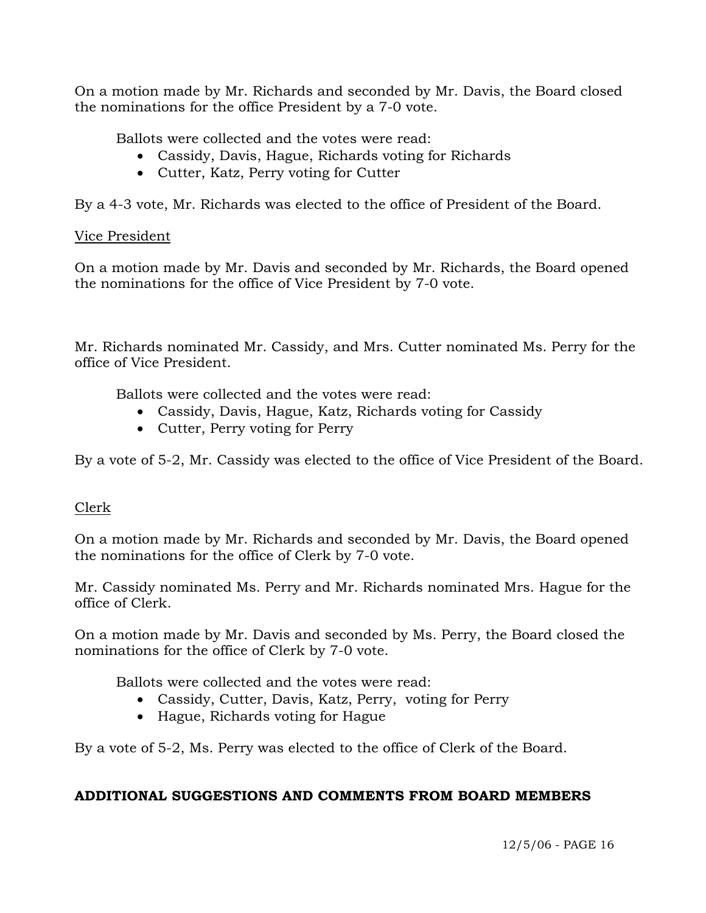On a motion made by Mr. Richards and seconded by Mr. Davis, the Board closed the nominations for the office President by a 7-0 vote.

Ballots were collected and the votes were read:

- Cassidy, Davis, Hague, Richards voting for Richards
- Cutter, Katz, Perry voting for Cutter

By a 4-3 vote, Mr. Richards was elected to the office of President of the Board.

Vice President

On a motion made by Mr. Davis and seconded by Mr. Richards, the Board opened the nominations for the office of Vice President by 7-0 vote.

Mr. Richards nominated Mr. Cassidy, and Mrs. Cutter nominated Ms. Perry for the office of Vice President.

Ballots were collected and the votes were read:

- Cassidy, Davis, Hague, Katz, Richards voting for Cassidy
- Cutter, Perry voting for Perry

By a vote of 5-2, Mr. Cassidy was elected to the office of Vice President of the Board.

Clerk

On a motion made by Mr. Richards and seconded by Mr. Davis, the Board opened the nominations for the office of Clerk by 7-0 vote.

Mr. Cassidy nominated Ms. Perry and Mr. Richards nominated Mrs. Hague for the office of Clerk.

On a motion made by Mr. Davis and seconded by Ms. Perry, the Board closed the nominations for the office of Clerk by 7-0 vote.

Ballots were collected and the votes were read:

- Cassidy, Cutter, Davis, Katz, Perry, voting for Perry
- Hague, Richards voting for Hague

By a vote of 5-2, Ms. Perry was elected to the office of Clerk of the Board.

**ADDITIONAL SUGGESTIONS AND COMMENTS FROM BOARD MEMBERS**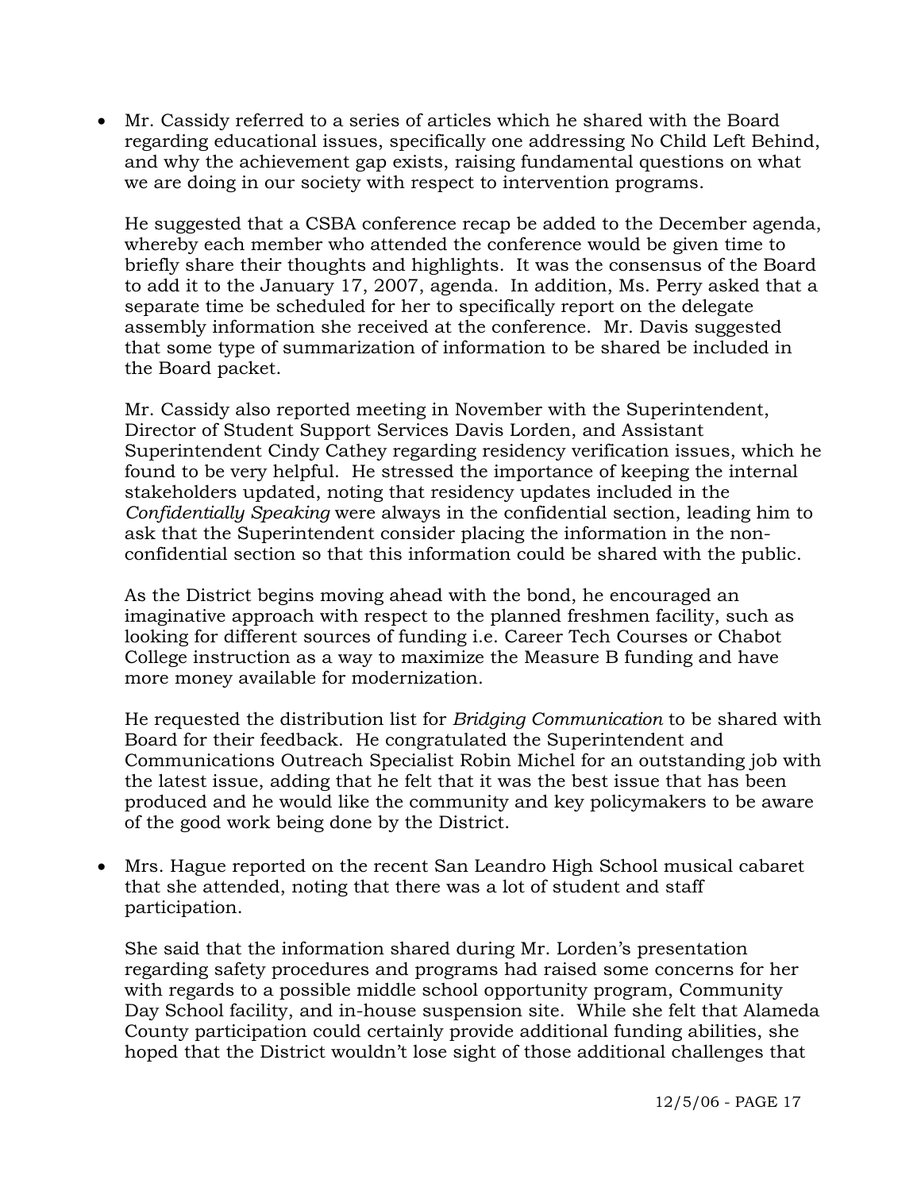- Mr. Cassidy referred to a series of articles which he shared with the Board regarding educational issues, specifically one addressing No Child Left Behind, and why the achievement gap exists, raising fundamental questions on what we are doing in our society with respect to intervention programs.

  He suggested that a CSBA conference recap be added to the December agenda, whereby each member who attended the conference would be given time to briefly share their thoughts and highlights. It was the consensus of the Board to add it to the January 17, 2007, agenda. In addition, Ms. Perry asked that a separate time be scheduled for her to specifically report on the delegate assembly information she received at the conference. Mr. Davis suggested that some type of summarization of information to be shared be included in the Board packet.

  Mr. Cassidy also reported meeting in November with the Superintendent, Director of Student Support Services Davis Lorden, and Assistant Superintendent Cindy Cathey regarding residency verification issues, which he found to be very helpful. He stressed the importance of keeping the internal stakeholders updated, noting that residency updates included in the *Confidentially Speaking* were always in the confidential section, leading him to ask that the Superintendent consider placing the information in the non-confidential section so that this information could be shared with the public.

  As the District begins moving ahead with the bond, he encouraged an imaginative approach with respect to the planned freshmen facility, such as looking for different sources of funding i.e. Career Tech Courses or Chabot College instruction as a way to maximize the Measure B funding and have more money available for modernization.

  He requested the distribution list for *Bridging Communication* to be shared with Board for their feedback. He congratulated the Superintendent and Communications Outreach Specialist Robin Michel for an outstanding job with the latest issue, adding that he felt that it was the best issue that has been produced and he would like the community and key policymakers to be aware of the good work being done by the District.

- Mrs. Hague reported on the recent San Leandro High School musical cabaret that she attended, noting that there was a lot of student and staff participation.

  She said that the information shared during Mr. Lorden's presentation regarding safety procedures and programs had raised some concerns for her with regards to a possible middle school opportunity program, Community Day School facility, and in-house suspension site. While she felt that Alameda County participation could certainly provide additional funding abilities, she hoped that the District wouldn't lose sight of those additional challenges that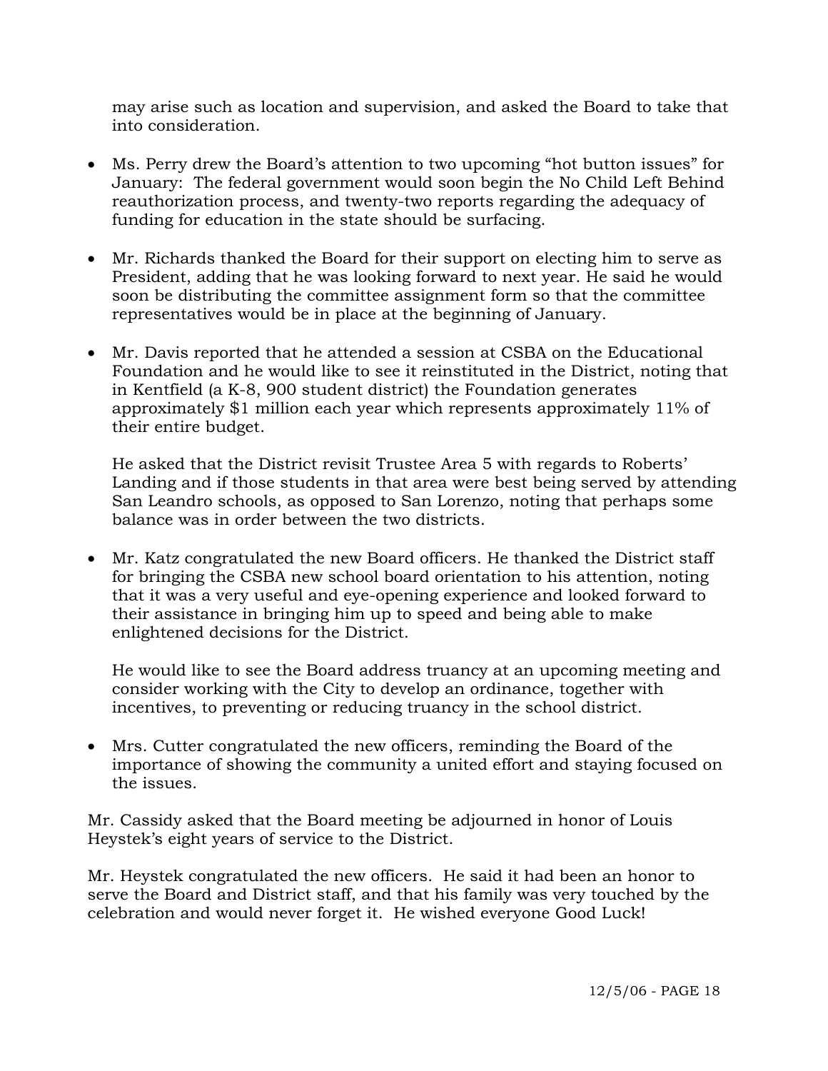may arise such as location and supervision, and asked the Board to take that into consideration.

- Ms. Perry drew the Board's attention to two upcoming "hot button issues" for January: The federal government would soon begin the No Child Left Behind reauthorization process, and twenty-two reports regarding the adequacy of funding for education in the state should be surfacing.

- Mr. Richards thanked the Board for their support on electing him to serve as President, adding that he was looking forward to next year. He said he would soon be distributing the committee assignment form so that the committee representatives would be in place at the beginning of January.

- Mr. Davis reported that he attended a session at CSBA on the Educational Foundation and he would like to see it reinstituted in the District, noting that in Kentfield (a K-8, 900 student district) the Foundation generates approximately $1 million each year which represents approximately 11% of their entire budget.

  He asked that the District revisit Trustee Area 5 with regards to Roberts' Landing and if those students in that area were best being served by attending San Leandro schools, as opposed to San Lorenzo, noting that perhaps some balance was in order between the two districts.

- Mr. Katz congratulated the new Board officers. He thanked the District staff for bringing the CSBA new school board orientation to his attention, noting that it was a very useful and eye-opening experience and looked forward to their assistance in bringing him up to speed and being able to make enlightened decisions for the District.

  He would like to see the Board address truancy at an upcoming meeting and consider working with the City to develop an ordinance, together with incentives, to preventing or reducing truancy in the school district.

- Mrs. Cutter congratulated the new officers, reminding the Board of the importance of showing the community a united effort and staying focused on the issues.

Mr. Cassidy asked that the Board meeting be adjourned in honor of Louis Heystek's eight years of service to the District.

Mr. Heystek congratulated the new officers. He said it had been an honor to serve the Board and District staff, and that his family was very touched by the celebration and would never forget it. He wished everyone Good Luck!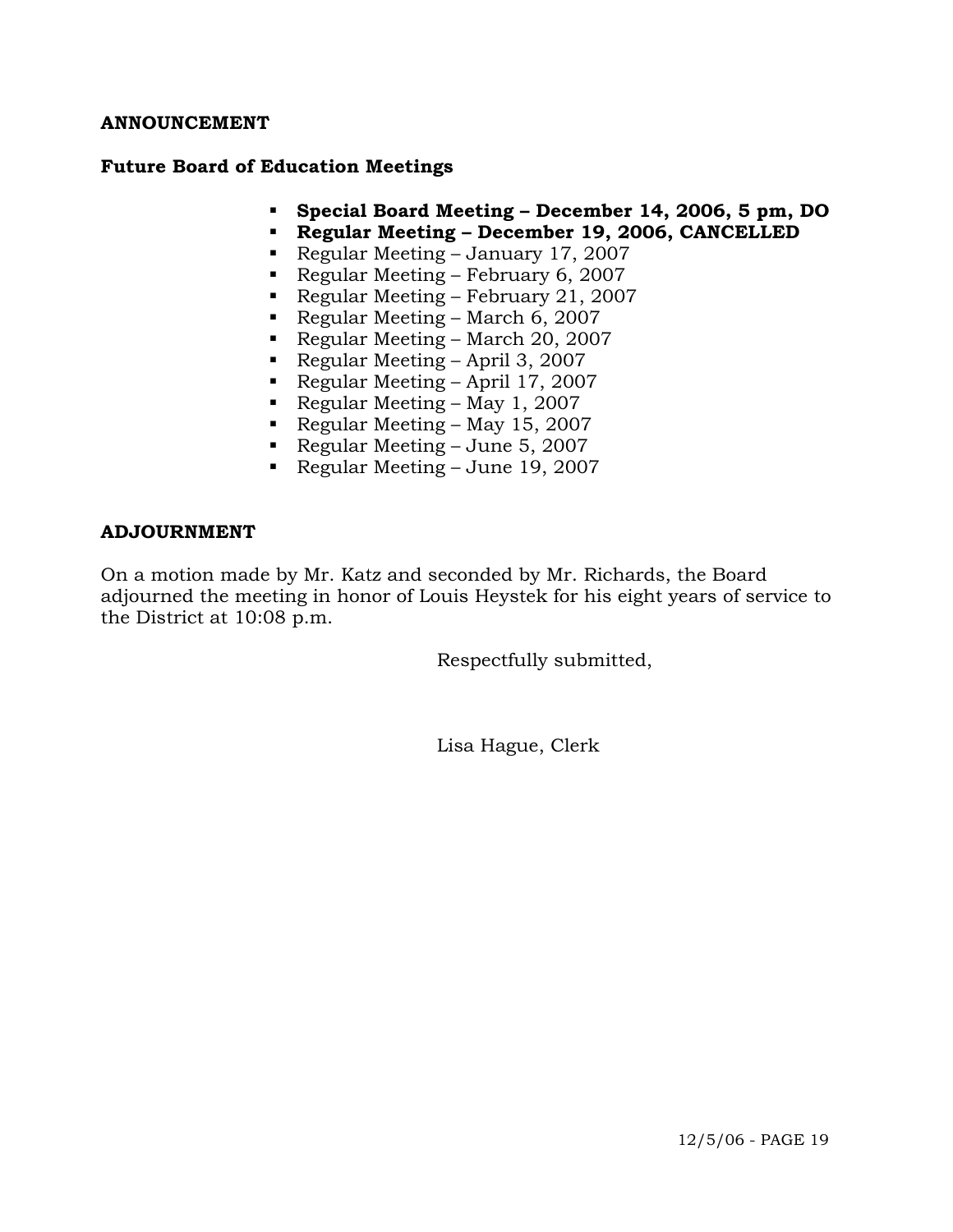**ANNOUNCEMENT**

**Future Board of Education Meetings**

- **Special Board Meeting – December 14, 2006, 5 pm, DO**
- **Regular Meeting – December 19, 2006, CANCELLED**
- Regular Meeting – January 17, 2007
- Regular Meeting – February 6, 2007
- Regular Meeting – February 21, 2007
- Regular Meeting – March 6, 2007
- Regular Meeting – March 20, 2007
- Regular Meeting – April 3, 2007
- Regular Meeting – April 17, 2007
- Regular Meeting – May 1, 2007
- Regular Meeting – May 15, 2007
- Regular Meeting – June 5, 2007
- Regular Meeting – June 19, 2007

**ADJOURNMENT**

On a motion made by Mr. Katz and seconded by Mr. Richards, the Board adjourned the meeting in honor of Louis Heystek for his eight years of service to the District at 10:08 p.m.

Respectfully submitted,

Lisa Hague, Clerk